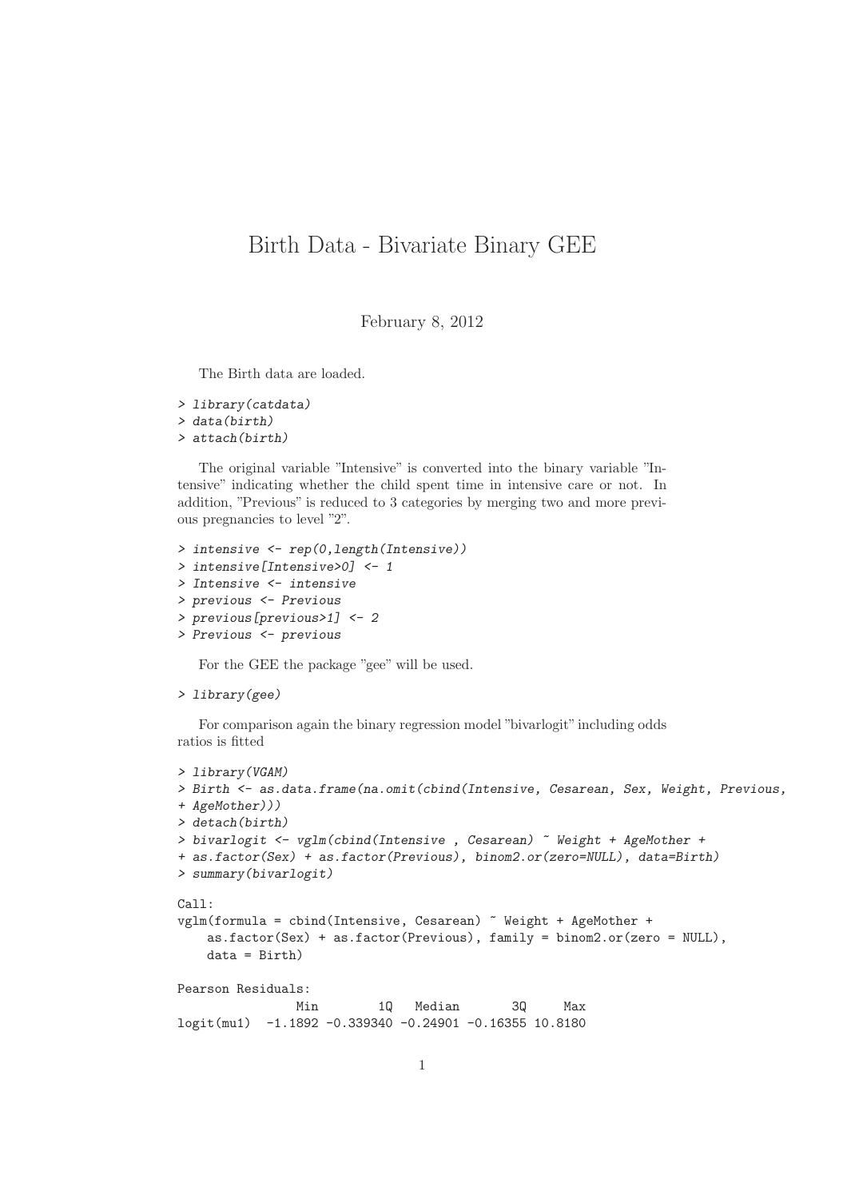# Birth Data - Bivariate Binary GEE

February 8, 2012

The Birth data are loaded.

```
> library(catdata)
> data(birth)
> attach(birth)
```

The original variable "Intensive" is converted into the binary variable "Intensive" indicating whether the child spent time in intensive care or not. In addition, "Previous" is reduced to 3 categories by merging two and more previous pregnancies to level "2".

```
> intensive <- rep(0,length(Intensive))
> intensive[Intensive>0] <- 1
> Intensive <- intensive
> previous <- Previous
> previous[previous>1] <- 2
> Previous <- previous
```

For the GEE the package "gee" will be used.

```
> library(gee)
```

For comparison again the binary regression model "bivarlogit" including odds ratios is fitted

```
> library(VGAM)
> Birth <- as.data.frame(na.omit(cbind(Intensive, Cesarean, Sex, Weight, Previous,
+ AgeMother)))
> detach(birth)
> bivarlogit <- vglm(cbind(Intensive , Cesarean) ~ Weight + AgeMother +
+ as.factor(Sex) + as.factor(Previous), binom2.or(zero=NULL), data=Birth)
> summary(bivarlogit)

Call:
vglm(formula = cbind(Intensive, Cesarean) ~ Weight + AgeMother +
    as.factor(Sex) + as.factor(Previous), family = binom2.or(zero = NULL),
    data = Birth)

Pearson Residuals:
                Min        1Q   Median       3Q     Max
logit(mu1)  -1.1892 -0.339340 -0.24901 -0.16355 10.8180
```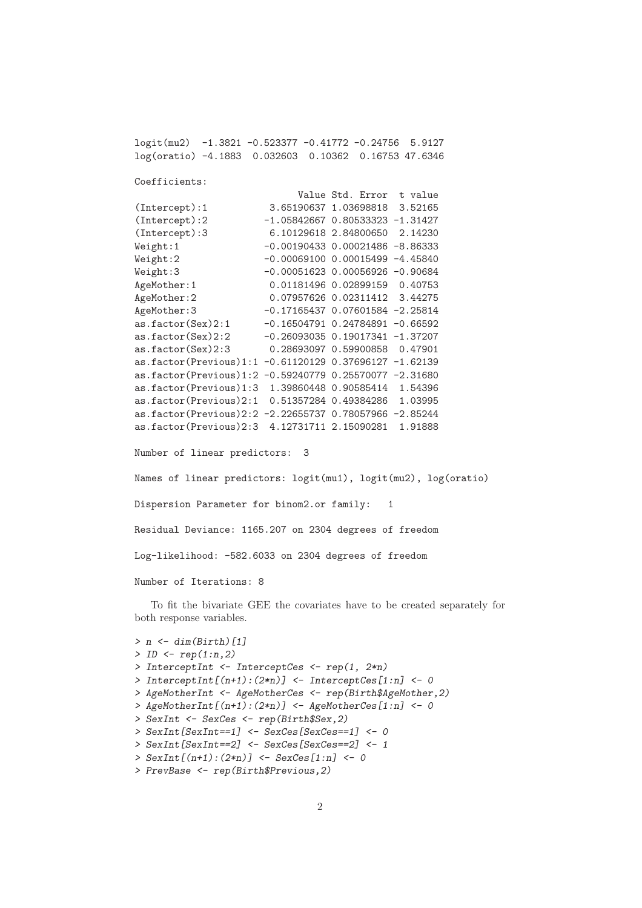```
logit(mu2)  -1.3821 -0.523377 -0.41772 -0.24756  5.9127
log(oratio) -4.1883  0.032603  0.10362  0.16753 47.6346

Coefficients:
                          Value Std. Error  t value
(Intercept):1          3.65190637 1.03698818  3.52165
(Intercept):2         -1.05842667 0.80533323 -1.31427
(Intercept):3          6.10129618 2.84800650  2.14230
Weight:1              -0.00190433 0.00021486 -8.86333
Weight:2              -0.00069100 0.00015499 -4.45840
Weight:3              -0.00051623 0.00056926 -0.90684
AgeMother:1            0.01181496 0.02899159  0.40753
AgeMother:2            0.07957626 0.02311412  3.44275
AgeMother:3           -0.17165437 0.07601584 -2.25814
as.factor(Sex)2:1     -0.16504791 0.24784891 -0.66592
as.factor(Sex)2:2     -0.26093035 0.19017341 -1.37207
as.factor(Sex)2:3      0.28693097 0.59900858  0.47901
as.factor(Previous)1:1 -0.61120129 0.37696127 -1.62139
as.factor(Previous)1:2 -0.59240779 0.25570077 -2.31680
as.factor(Previous)1:3  1.39860448 0.90585414  1.54396
as.factor(Previous)2:1  0.51357284 0.49384286  1.03995
as.factor(Previous)2:2 -2.22655737 0.78057966 -2.85244
as.factor(Previous)2:3  4.12731711 2.15090281  1.91888

Number of linear predictors:  3

Names of linear predictors: logit(mu1), logit(mu2), log(oratio)

Dispersion Parameter for binom2.or family:   1

Residual Deviance: 1165.207 on 2304 degrees of freedom

Log-likelihood: -582.6033 on 2304 degrees of freedom

Number of Iterations: 8
```

To fit the bivariate GEE the covariates have to be created separately for both response variables.

```
> n <- dim(Birth)[1]
> ID <- rep(1:n,2)
> InterceptInt <- InterceptCes <- rep(1, 2*n)
> InterceptInt[(n+1):(2*n)] <- InterceptCes[1:n] <- 0
> AgeMotherInt <- AgeMotherCes <- rep(Birth$AgeMother,2)
> AgeMotherInt[(n+1):(2*n)] <- AgeMotherCes[1:n] <- 0
> SexInt <- SexCes <- rep(Birth$Sex,2)
> SexInt[SexInt==1] <- SexCes[SexCes==1] <- 0
> SexInt[SexInt==2] <- SexCes[SexCes==2] <- 1
> SexInt[(n+1):(2*n)] <- SexCes[1:n] <- 0
> PrevBase <- rep(Birth$Previous,2)
```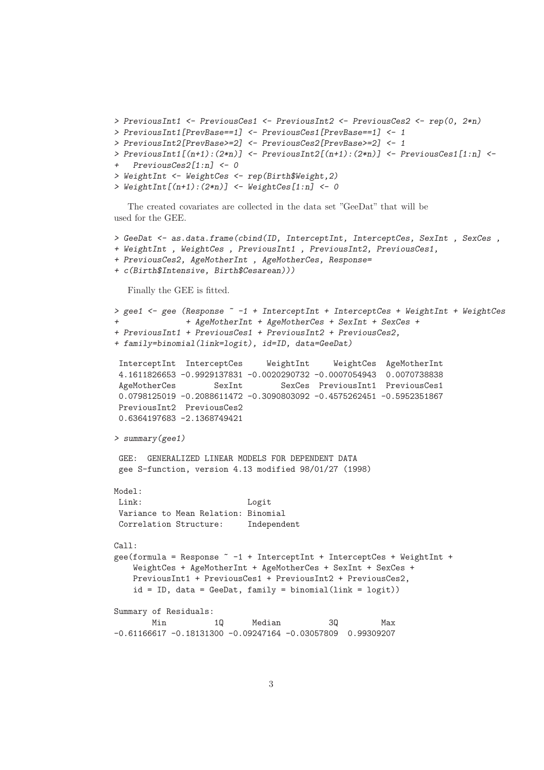```
> PreviousInt1 <- PreviousCes1 <- PreviousInt2 <- PreviousCes2 <- rep(0, 2*n)
> PreviousInt1[PrevBase==1] <- PreviousCes1[PrevBase==1] <- 1
> PreviousInt2[PrevBase>=2] <- PreviousCes2[PrevBase>=2] <- 1
> PreviousInt1[(n+1):(2*n)] <- PreviousInt2[(n+1):(2*n)] <- PreviousCes1[1:n] <-
+   PreviousCes2[1:n] <- 0
> WeightInt <- WeightCes <- rep(Birth$Weight,2)
> WeightInt[(n+1):(2*n)] <- WeightCes[1:n] <- 0
```

The created covariates are collected in the data set "GeeDat" that will be used for the GEE.

```
> GeeDat <- as.data.frame(cbind(ID, InterceptInt, InterceptCes, SexInt , SexCes ,
+ WeightInt , WeightCes , PreviousInt1 , PreviousInt2, PreviousCes1,
+ PreviousCes2, AgeMotherInt , AgeMotherCes, Response=
+ c(Birth$Intensive, Birth$Cesarean)))
```

Finally the GEE is fitted.

```
> gee1 <- gee (Response ~ -1 + InterceptInt + InterceptCes + WeightInt + WeightCes
+              + AgeMotherInt + AgeMotherCes + SexInt + SexCes +
+ PreviousInt1 + PreviousCes1 + PreviousInt2 + PreviousCes2,
+ family=binomial(link=logit), id=ID, data=GeeDat)

 InterceptInt  InterceptCes     WeightInt     WeightCes  AgeMotherInt
 4.1611826653 -0.9929137831 -0.0020290732 -0.0007054943  0.0070738838
 AgeMotherCes        SexInt        SexCes  PreviousInt1  PreviousCes1
 0.0798125019 -0.2088611472 -0.3090803092 -0.4575262451 -0.5952351867
 PreviousInt2  PreviousCes2
 0.6364197683 -2.1368749421

> summary(gee1)

 GEE:  GENERALIZED LINEAR MODELS FOR DEPENDENT DATA
 gee S-function, version 4.13 modified 98/01/27 (1998)

Model:
 Link:                      Logit
 Variance to Mean Relation: Binomial
 Correlation Structure:     Independent

Call:
gee(formula = Response ~ -1 + InterceptInt + InterceptCes + WeightInt +
    WeightCes + AgeMotherInt + AgeMotherCes + SexInt + SexCes +
    PreviousInt1 + PreviousCes1 + PreviousInt2 + PreviousCes2,
    id = ID, data = GeeDat, family = binomial(link = logit))

Summary of Residuals:
        Min          1Q      Median          3Q         Max
-0.61166617 -0.18131300 -0.09247164 -0.03057809  0.99309207
```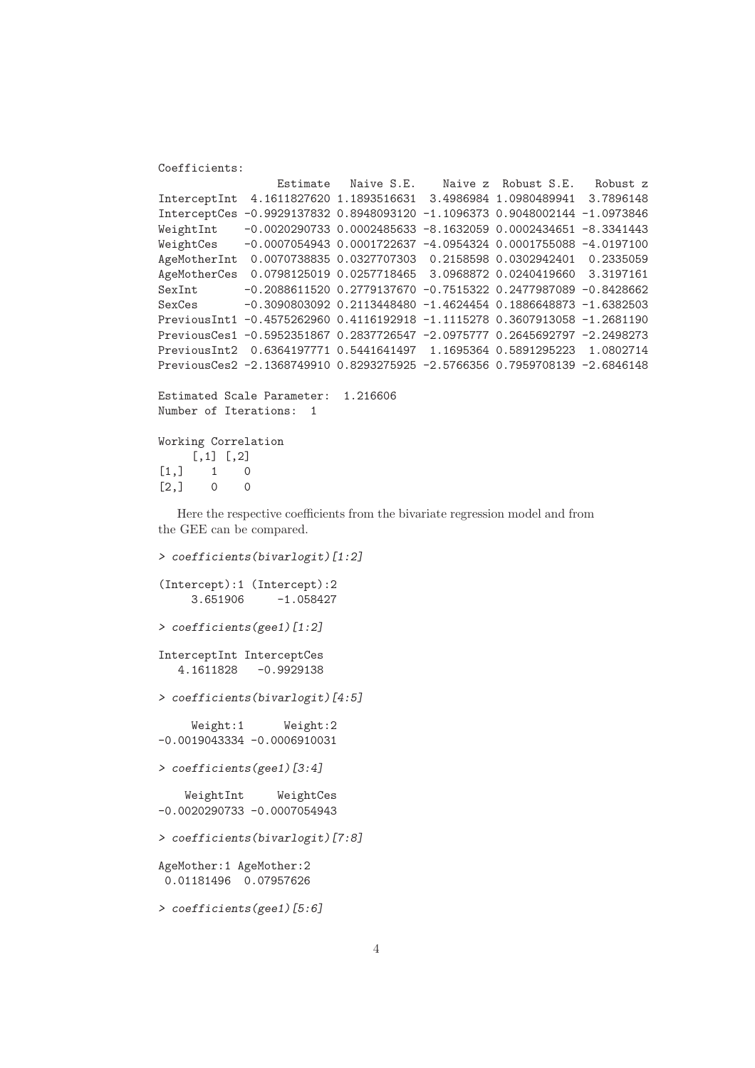```
Coefficients:
                 Estimate   Naive S.E.    Naive z  Robust S.E.   Robust z
InterceptInt  4.1611827620 1.1893516631  3.4986984 1.0980489941  3.7896148
InterceptCes -0.9929137832 0.8948093120 -1.1096373 0.9048002144 -1.0973846
WeightInt    -0.0020290733 0.0002485633 -8.1632059 0.0002434651 -8.3341443
WeightCes    -0.0007054943 0.0001722637 -4.0954324 0.0001755088 -4.0197100
AgeMotherInt  0.0070738835 0.0327707303  0.2158598 0.0302942401  0.2335059
AgeMotherCes  0.0798125019 0.0257718465  3.0968872 0.0240419660  3.3197161
SexInt       -0.2088611520 0.2779137670 -0.7515322 0.2477987089 -0.8428662
SexCes       -0.3090803092 0.2113448480 -1.4624454 0.1886648873 -1.6382503
PreviousInt1 -0.4575262960 0.4116192918 -1.1115278 0.3607913058 -1.2681190
PreviousCes1 -0.5952351867 0.2837726547 -2.0975777 0.2645692797 -2.2498273
PreviousInt2  0.6364197771 0.5441641497  1.1695364 0.5891295223  1.0802714
PreviousCes2 -2.1368749910 0.8293275925 -2.5766356 0.7959708139 -2.6846148

Estimated Scale Parameter:  1.216606
Number of Iterations:  1

Working Correlation
     [,1] [,2]
[1,]    1    0
[2,]    0    0
```

Here the respective coefficients from the bivariate regression model and from the GEE can be compared.

```
> coefficients(bivarlogit)[1:2]

(Intercept):1 (Intercept):2
     3.651906     -1.058427

> coefficients(gee1)[1:2]

InterceptInt InterceptCes
   4.1611828   -0.9929138

> coefficients(bivarlogit)[4:5]

     Weight:1      Weight:2
-0.0019043334 -0.0006910031

> coefficients(gee1)[3:4]

    WeightInt     WeightCes
-0.0020290733 -0.0007054943

> coefficients(bivarlogit)[7:8]

AgeMother:1 AgeMother:2
 0.01181496  0.07957626

> coefficients(gee1)[5:6]
```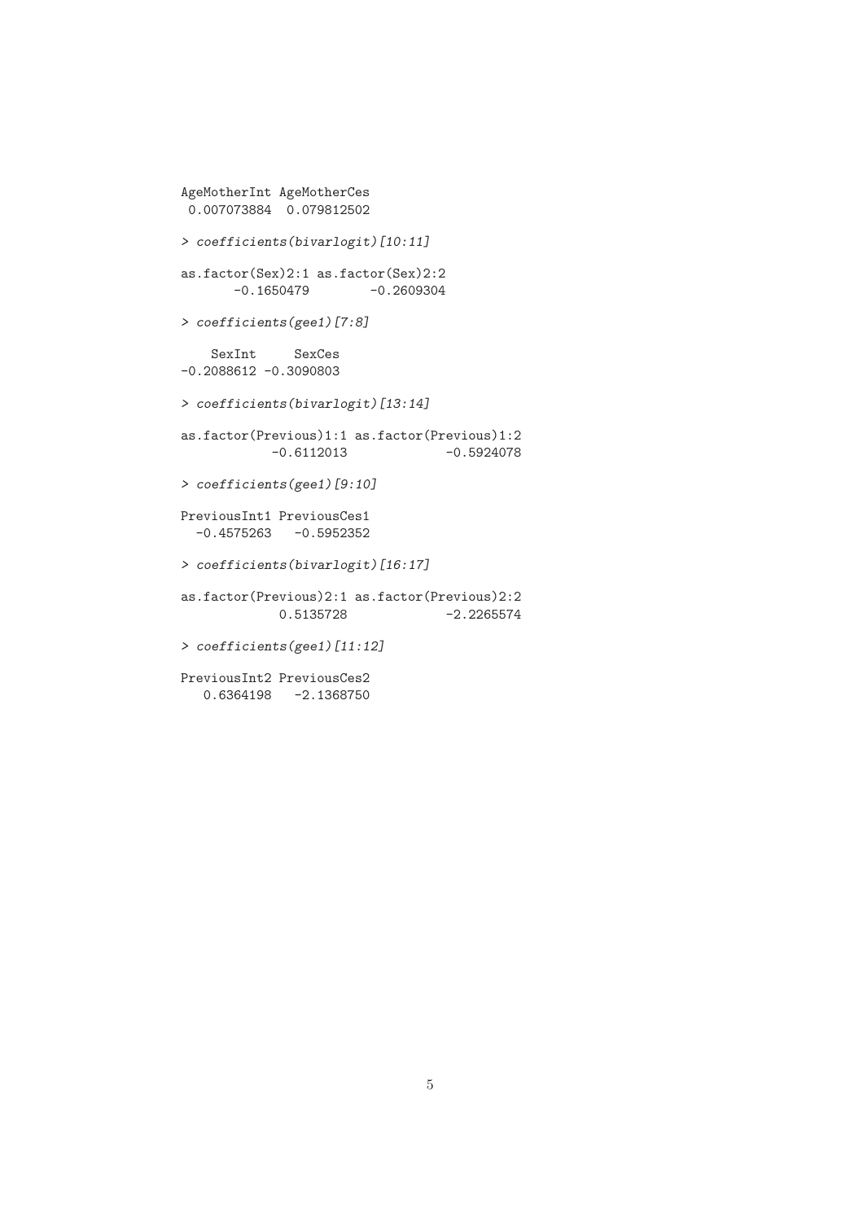```
AgeMotherInt AgeMotherCes
 0.007073884  0.079812502

> coefficients(bivarlogit)[10:11]

as.factor(Sex)2:1 as.factor(Sex)2:2
       -0.1650479        -0.2609304

> coefficients(gee1)[7:8]

    SexInt     SexCes
-0.2088612 -0.3090803

> coefficients(bivarlogit)[13:14]

as.factor(Previous)1:1 as.factor(Previous)1:2
            -0.6112013             -0.5924078

> coefficients(gee1)[9:10]

PreviousInt1 PreviousCes1
  -0.4575263   -0.5952352

> coefficients(bivarlogit)[16:17]

as.factor(Previous)2:1 as.factor(Previous)2:2
             0.5135728             -2.2265574

> coefficients(gee1)[11:12]

PreviousInt2 PreviousCes2
   0.6364198   -2.1368750
```